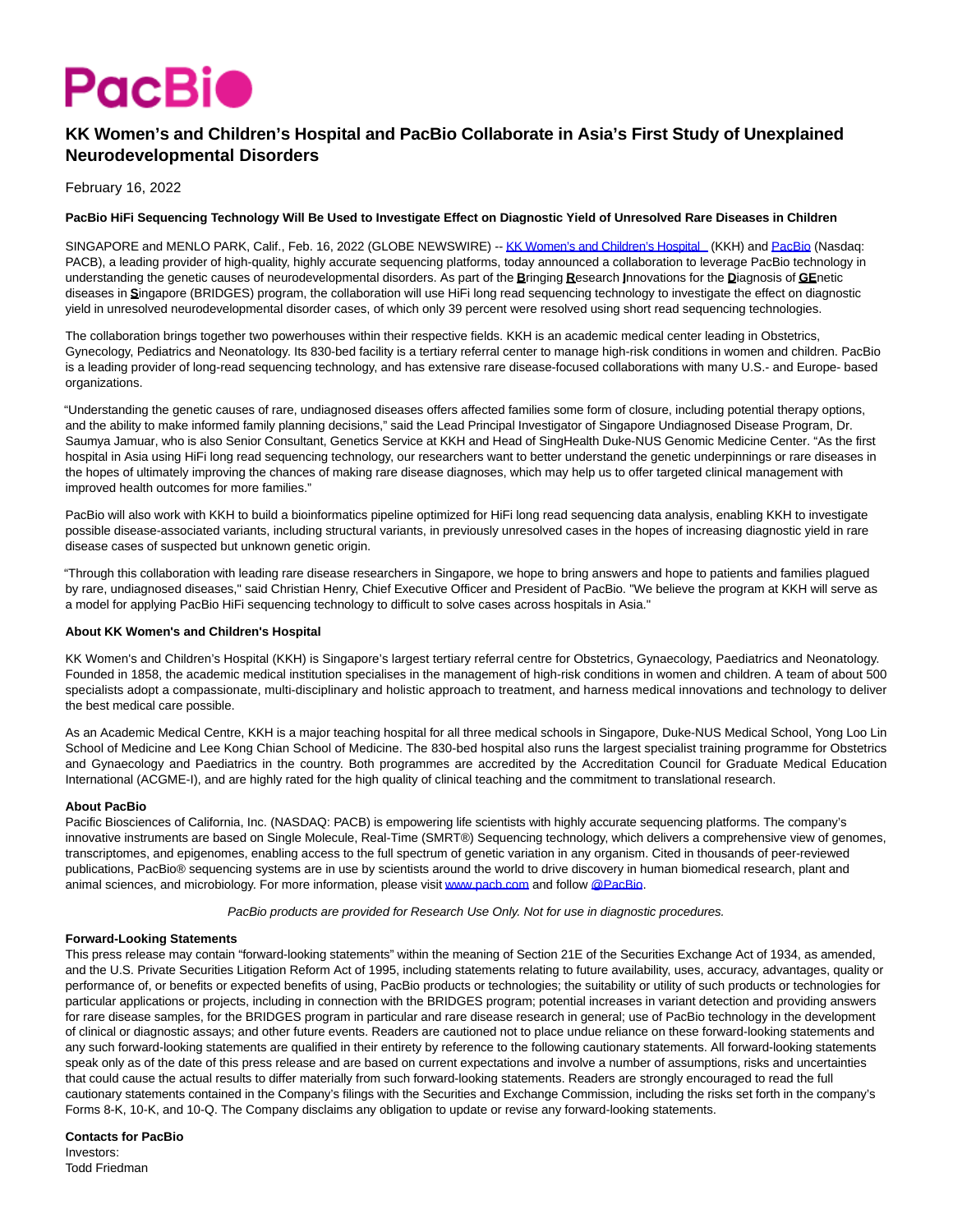# PacBio

## KK Women's and Children's Hospital and PacBio Collaborate in Asia's First Study of Unexplained Neurodevelopmental Disorders

February 16, 2022

**PacBio HiFi Sequencing Technology Will Be Used to Investigate Effect on Diagnostic Yield of Unresolved Rare Diseases in Children**

SINGAPORE and MENLO PARK, Calif., Feb. 16, 2022 (GLOBE NEWSWIRE) -- [KK Women's and Children's Hospital](#) (KKH) and [PacBio](#) (Nasdaq: PACB), a leading provider of high-quality, highly accurate sequencing platforms, today announced a collaboration to leverage PacBio technology in understanding the genetic causes of neurodevelopmental disorders. As part of the **B**ringing **R**esearch **I**nnovations for the **D**iagnosis of **GE**netic diseases in **S**ingapore (BRIDGES) program, the collaboration will use HiFi long read sequencing technology to investigate the effect on diagnostic yield in unresolved neurodevelopmental disorder cases, of which only 39 percent were resolved using short read sequencing technologies.

The collaboration brings together two powerhouses within their respective fields. KKH is an academic medical center leading in Obstetrics, Gynecology, Pediatrics and Neonatology. Its 830-bed facility is a tertiary referral center to manage high-risk conditions in women and children. PacBio is a leading provider of long-read sequencing technology, and has extensive rare disease-focused collaborations with many U.S.- and Europe- based organizations.

"Understanding the genetic causes of rare, undiagnosed diseases offers affected families some form of closure, including potential therapy options, and the ability to make informed family planning decisions," said the Lead Principal Investigator of Singapore Undiagnosed Disease Program, Dr. Saumya Jamuar, who is also Senior Consultant, Genetics Service at KKH and Head of SingHealth Duke-NUS Genomic Medicine Center. "As the first hospital in Asia using HiFi long read sequencing technology, our researchers want to better understand the genetic underpinnings or rare diseases in the hopes of ultimately improving the chances of making rare disease diagnoses, which may help us to offer targeted clinical management with improved health outcomes for more families."

PacBio will also work with KKH to build a bioinformatics pipeline optimized for HiFi long read sequencing data analysis, enabling KKH to investigate possible disease-associated variants, including structural variants, in previously unresolved cases in the hopes of increasing diagnostic yield in rare disease cases of suspected but unknown genetic origin.

"Through this collaboration with leading rare disease researchers in Singapore, we hope to bring answers and hope to patients and families plagued by rare, undiagnosed diseases," said Christian Henry, Chief Executive Officer and President of PacBio. "We believe the program at KKH will serve as a model for applying PacBio HiFi sequencing technology to difficult to solve cases across hospitals in Asia."

**About KK Women's and Children's Hospital**

KK Women's and Children's Hospital (KKH) is Singapore's largest tertiary referral centre for Obstetrics, Gynaecology, Paediatrics and Neonatology. Founded in 1858, the academic medical institution specialises in the management of high-risk conditions in women and children. A team of about 500 specialists adopt a compassionate, multi-disciplinary and holistic approach to treatment, and harness medical innovations and technology to deliver the best medical care possible.

As an Academic Medical Centre, KKH is a major teaching hospital for all three medical schools in Singapore, Duke-NUS Medical School, Yong Loo Lin School of Medicine and Lee Kong Chian School of Medicine. The 830-bed hospital also runs the largest specialist training programme for Obstetrics and Gynaecology and Paediatrics in the country. Both programmes are accredited by the Accreditation Council for Graduate Medical Education International (ACGME-I), and are highly rated for the high quality of clinical teaching and the commitment to translational research.

**About PacBio**

Pacific Biosciences of California, Inc. (NASDAQ: PACB) is empowering life scientists with highly accurate sequencing platforms. The company's innovative instruments are based on Single Molecule, Real-Time (SMRT®) Sequencing technology, which delivers a comprehensive view of genomes, transcriptomes, and epigenomes, enabling access to the full spectrum of genetic variation in any organism. Cited in thousands of peer-reviewed publications, PacBio® sequencing systems are in use by scientists around the world to drive discovery in human biomedical research, plant and animal sciences, and microbiology. For more information, please visit [www.pacb.com](#) and follow [@PacBio](#).

*PacBio products are provided for Research Use Only. Not for use in diagnostic procedures.*

**Forward-Looking Statements**

This press release may contain "forward-looking statements" within the meaning of Section 21E of the Securities Exchange Act of 1934, as amended, and the U.S. Private Securities Litigation Reform Act of 1995, including statements relating to future availability, uses, accuracy, advantages, quality or performance of, or benefits or expected benefits of using, PacBio products or technologies; the suitability or utility of such products or technologies for particular applications or projects, including in connection with the BRIDGES program; potential increases in variant detection and providing answers for rare disease samples, for the BRIDGES program in particular and rare disease research in general; use of PacBio technology in the development of clinical or diagnostic assays; and other future events. Readers are cautioned not to place undue reliance on these forward-looking statements and any such forward-looking statements are qualified in their entirety by reference to the following cautionary statements. All forward-looking statements speak only as of the date of this press release and are based on current expectations and involve a number of assumptions, risks and uncertainties that could cause the actual results to differ materially from such forward-looking statements. Readers are strongly encouraged to read the full cautionary statements contained in the Company's filings with the Securities and Exchange Commission, including the risks set forth in the company's Forms 8-K, 10-K, and 10-Q. The Company disclaims any obligation to update or revise any forward-looking statements.

**Contacts for PacBio**

Investors:
Todd Friedman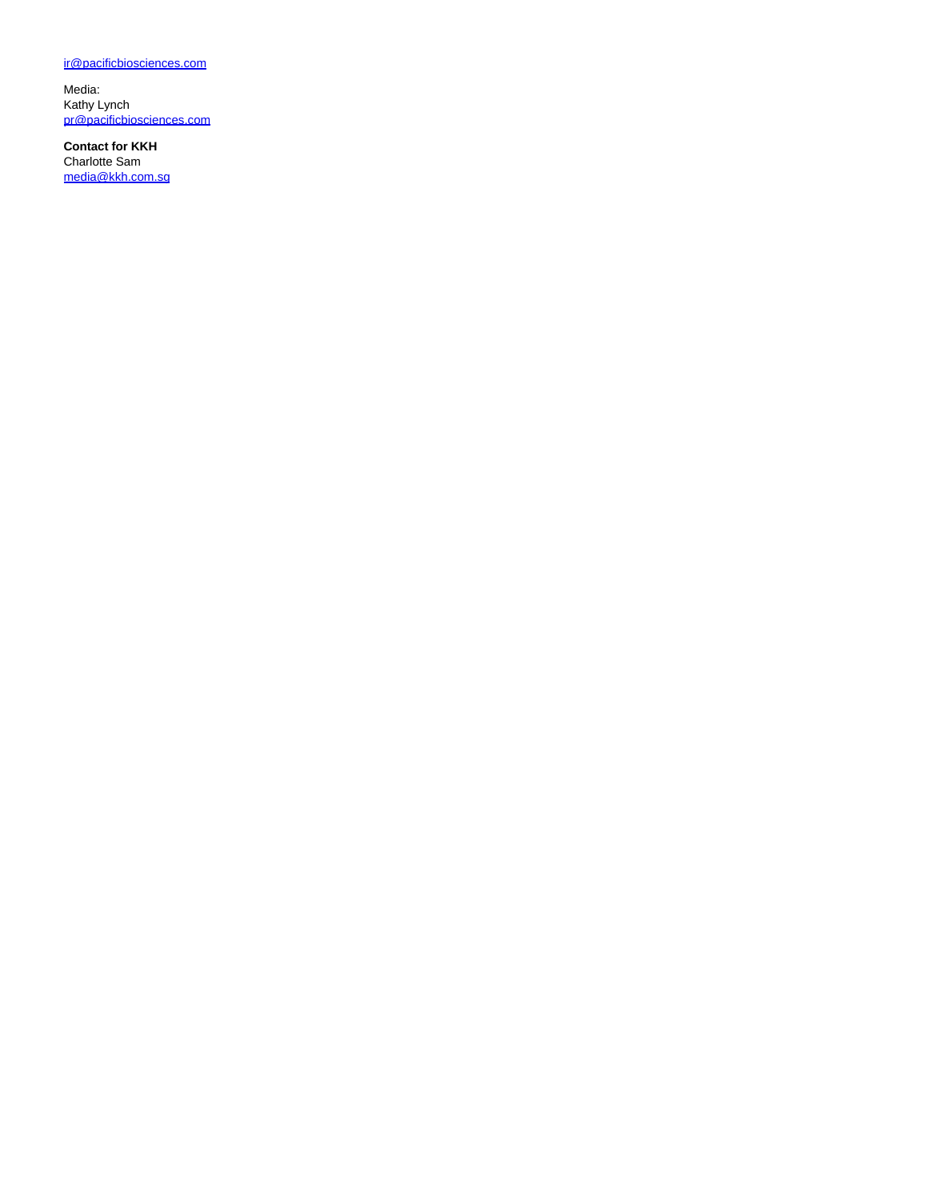ir@pacificbiosciences.com

Media:
Kathy Lynch
pr@pacificbiosciences.com

**Contact for KKH**
Charlotte Sam
media@kkh.com.sg